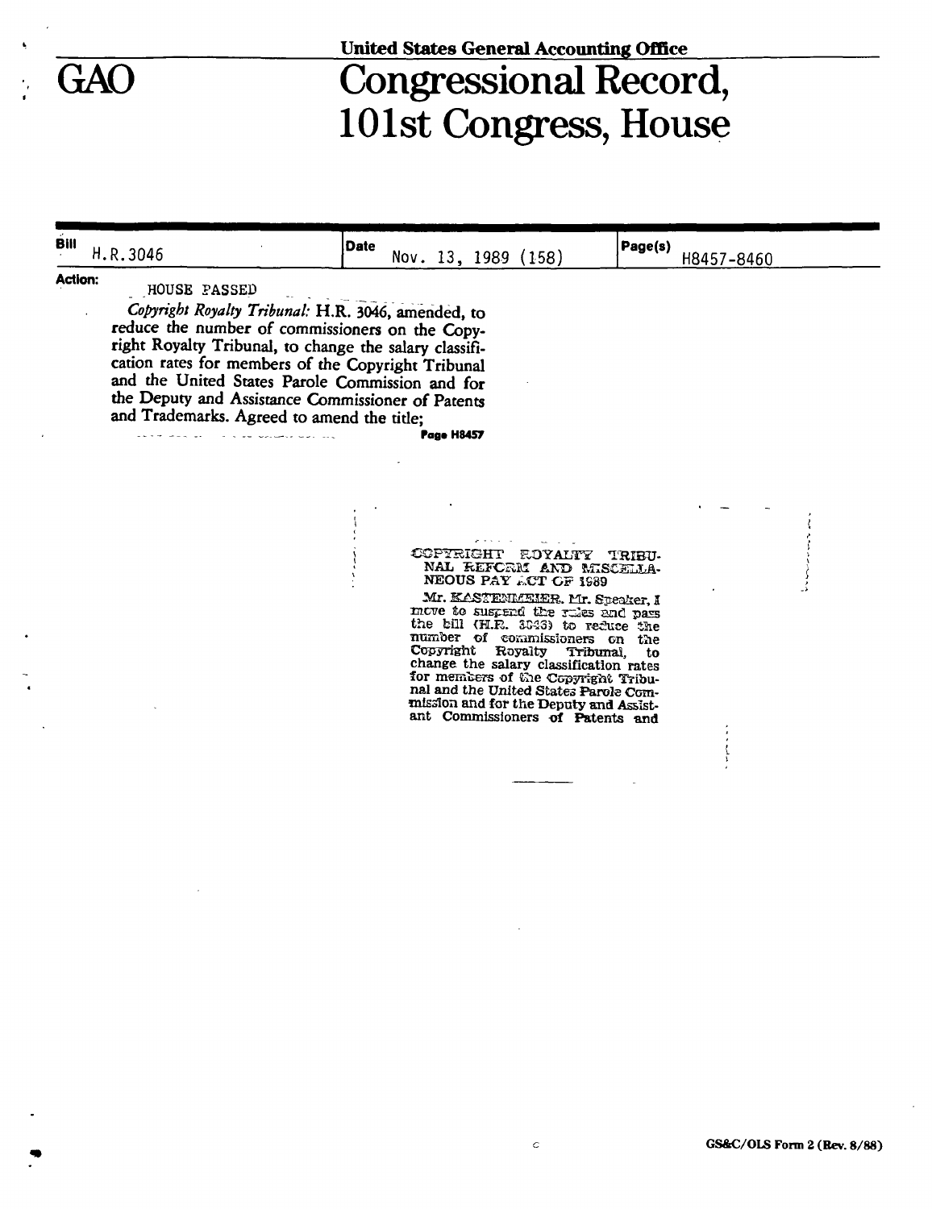United States General Accounting Office

# GAO Congressional Record, 101st Congress, House

| Bill | Date | Page(s) |
| --- | --- | --- |
| H.R.3046 | Nov. 13, 1989 (158) | H8457-8460 |

**Action:** HOUSE PASSED

*Copyright Royalty Tribunal:* H.R. 3046, amended, to reduce the number of commissioners on the Copyright Royalty Tribunal, to change the salary classification rates for members of the Copyright Tribunal and the United States Parole Commission and for the Deputy and Assistance Commissioner of Patents and Trademarks. Agreed to amend the title;

**Page H8457**

COPYRIGHT ROYALTY TRIBUNAL REFORM AND MISCELLANEOUS PAY ACT OF 1989

Mr. KASTENMEIER. Mr. Speaker, I move to suspend the rules and pass the bill (H.R. 3046) to reduce the number of commissioners on the Copyright Royalty Tribunal, to change the salary classification rates for members of the Copyright Tribunal and the United States Parole Commission and for the Deputy and Assistant Commissioners of Patents and

GS&C/OLS Form 2 (Rev. 8/88)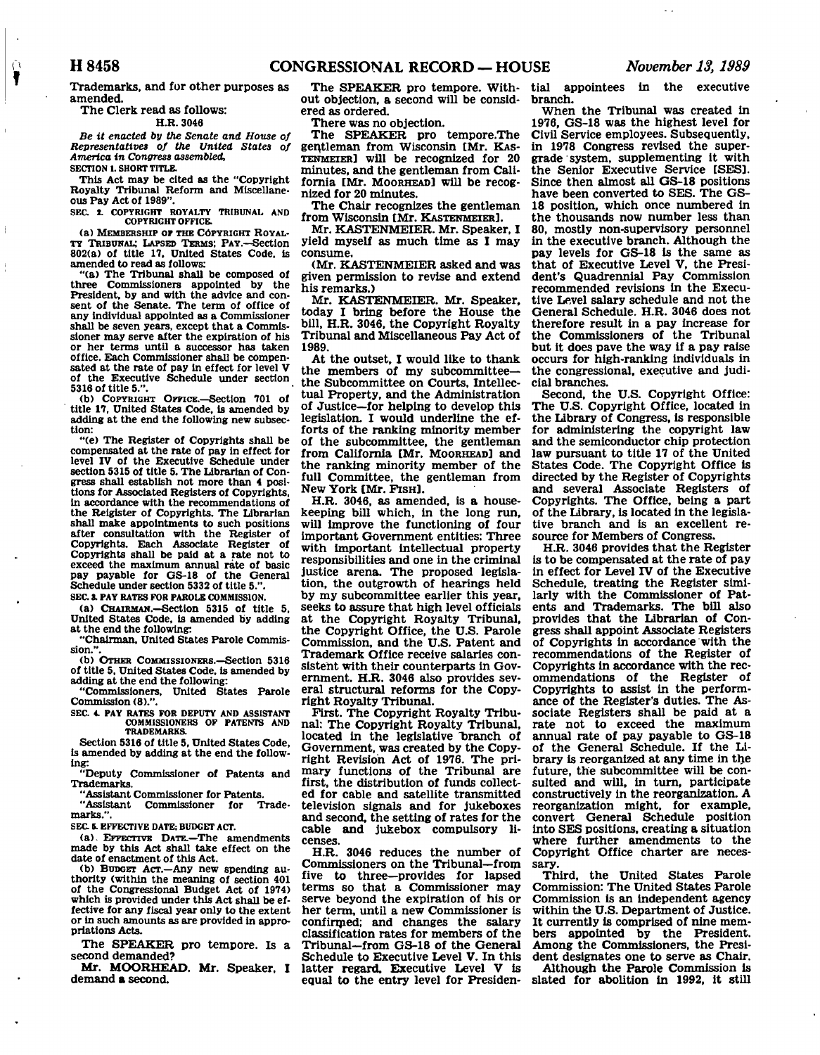Trademarks, and for other purposes as amended.

The Clerk read as follows:

H.R. 3046

*Be it enacted by the Senate and House of Representatives of the United States of America in Congress assembled,*

SECTION 1. SHORT TITLE.

This Act may be cited as the "Copyright Royalty Tribunal Reform and Miscellaneous Pay Act of 1989".

SEC. 2. COPYRIGHT ROYALTY TRIBUNAL AND COPYRIGHT OFFICE.

(a) MEMBERSHIP OF THE COPYRIGHT ROYALTY TRIBUNAL; LAPSED TERMS; PAY.—Section 802(a) of title 17, United States Code, is amended to read as follows:

"(a) The Tribunal shall be composed of three Commissioners appointed by the President, by and with the advice and consent of the Senate. The term of office of any individual appointed as a Commissioner shall be seven years, except that a Commissioner may serve after the expiration of his or her terms until a successor has taken office. Each Commissioner shall be compensated at the rate of pay in effect for level V of the Executive Schedule under section 5316 of title 5.".

(b) COPYRIGHT OFFICE.—Section 701 of title 17, United States Code, is amended by adding at the end the following new subsection:

"(e) The Register of Copyrights shall be compensated at the rate of pay in effect for level IV of the Executive Schedule under section 5315 of title 5. The Librarian of Congress shall establish not more than 4 positions for Associated Registers of Copyrights, in accordance with the recommendations of the Reigister of Copyrights. The Librarian shall make appointments to such positions after consultation with the Register of Copyrights. Each Associate Register of Copyrights shall be paid at a rate not to exceed the maximum annual rate of basic pay payable for GS-18 of the General Schedule under section 5332 of title 5.".

SEC. 3. PAY RATES FOR PAROLE COMMISSION.

(a) CHAIRMAN.—Section 5315 of title 5, United States Code, is amended by adding at the end the following:

"Chairman, United States Parole Commission.".

(b) OTHER COMMISSIONERS.—Section 5316 of title 5, United States Code, is amended by adding at the end the following:

"Commissioners, United States Parole Commission (8).".

SEC. 4. PAY RATES FOR DEPUTY AND ASSISTANT COMMISSIONERS OF PATENTS AND TRADEMARKS.

Section 5316 of title 5, United States Code, is amended by adding at the end the following:

"Deputy Commissioner of Patents and Trademarks.

"Assistant Commissioner for Patents.

"Assistant Commissioner for Trademarks.".

SEC. 5. EFFECTIVE DATE; BUDGET ACT.

(a) EFFECTIVE DATE.—The amendments made by this Act shall take effect on the date of enactment of this Act.

(b) BUDGET ACT.—Any new spending authority (within the meaning of section 401 of the Congressional Budget Act of 1974) which is provided under this Act shall be effective for any fiscal year only to the extent or in such amounts as are provided in appropriations Acts.

The SPEAKER pro tempore. Is a second demanded?

Mr. MOORHEAD. Mr. Speaker, I demand a second.

The SPEAKER pro tempore. Without objection, a second will be considered as ordered.

There was no objection.

The SPEAKER pro tempore.The gentleman from Wisconsin [Mr. KASTENMEIER] will be recognized for 20 minutes, and the gentleman from California [Mr. MOORHEAD] will be recognized for 20 minutes.

The Chair recognizes the gentleman from Wisconsin [Mr. KASTENMEIER].

Mr. KASTENMEIER. Mr. Speaker, I yield myself as much time as I may consume.

(Mr. KASTENMEIER asked and was given permission to revise and extend his remarks.)

Mr. KASTENMEIER. Mr. Speaker, today I bring before the House the bill, H.R. 3046, the Copyright Royalty Tribunal and Miscellaneous Pay Act of 1989.

At the outset, I would like to thank the members of my subcommittee—the Subcommittee on Courts, Intellectual Property, and the Administration of Justice—for helping to develop this legislation. I would underline the efforts of the ranking minority member of the subcommittee, the gentleman from California [Mr. MOORHEAD] and the ranking minority member of the full Committee, the gentleman from New York [Mr. FISH].

H.R. 3046, as amended, is a housekeeping bill which, in the long run, will improve the functioning of four important Government entities: Three with important intellectual property responsibilities and one in the criminal justice arena. The proposed legislation, the outgrowth of hearings held by my subcommittee earlier this year, seeks to assure that high level officials at the Copyright Royalty Tribunal, the Copyright Office, the U.S. Parole Commission, and the U.S. Patent and Trademark Office receive salaries consistent with their counterparts in Government. H.R. 3046 also provides several structural reforms for the Copyright Royalty Tribunal.

First. The Copyright Royalty Tribunal: The Copyright Royalty Tribunal, located in the legislative branch of Government, was created by the Copyright Revision Act of 1976. The primary functions of the Tribunal are first, the distribution of funds collected for cable and satellite transmitted television signals and for jukeboxes and second, the setting of rates for the cable and jukebox compulsory licenses.

H.R. 3046 reduces the number of Commissioners on the Tribunal—from five to three—provides for lapsed terms so that a Commissioner may serve beyond the expiration of his or her term, until a new Commissioner is confirmed; and changes the salary classification rates for members of the Tribunal—from GS-18 of the General Schedule to Executive Level V. In this latter regard, Executive Level V is equal to the entry level for Presidential appointees in the executive branch.

When the Tribunal was created in 1976, GS-18 was the highest level for Civil Service employees. Subsequently, in 1978 Congress revised the supergrade system, supplementing it with the Senior Executive Service [SES]. Since then almost all GS-18 positions have been converted to SES. The GS-18 position, which once numbered in the thousands now number less than 80, mostly non-supervisory personnel in the executive branch. Although the pay levels for GS-18 is the same as that of Executive Level V, the President's Quadrennial Pay Commission recommended revisions in the Executive Level salary schedule and not the General Schedule. H.R. 3046 does not therefore result in a pay increase for the Commissioners of the Tribunal but it does pave the way if a pay raise occurs for high-ranking individuals in the congressional, executive and judicial branches.

Second, the U.S. Copyright Office: The U.S. Copyright Office, located in the Library of Congress, is responsible for administering the copyright law and the semiconductor chip protection law pursuant to title 17 of the United States Code. The Copyright Office is directed by the Register of Copyrights and several Associate Registers of Copyrights. The Office, being a part of the Library, is located in the legislative branch and is an excellent resource for Members of Congress.

H.R. 3046 provides that the Register is to be compensated at the rate of pay in effect for Level IV of the Executive Schedule, treating the Register similarly with the Commissioner of Patents and Trademarks. The bill also provides that the Librarian of Congress shall appoint Associate Registers of Copyrights in accordance with the recommendations of the Register of Copyrights in accordance with the recommendations of the Register of Copyrights to assist in the performance of the Register's duties. The Associate Registers shall be paid at a rate not to exceed the maximum annual rate of pay payable to GS-18 of the General Schedule. If the Library is reorganized at any time in the future, the subcommittee will be consulted and will, in turn, participate constructively in the reorganization. A reorganization might, for example, convert General Schedule position into SES positions, creating a situation where further amendments to the Copyright Office charter are necessary.

Third, the United States Parole Commission: The United States Parole Commission is an independent agency within the U.S. Department of Justice. It currently is comprised of nine members appointed by the President. Among the Commissioners, the President designates one to serve as Chair.

Although the Parole Commission is slated for abolition in 1992, it still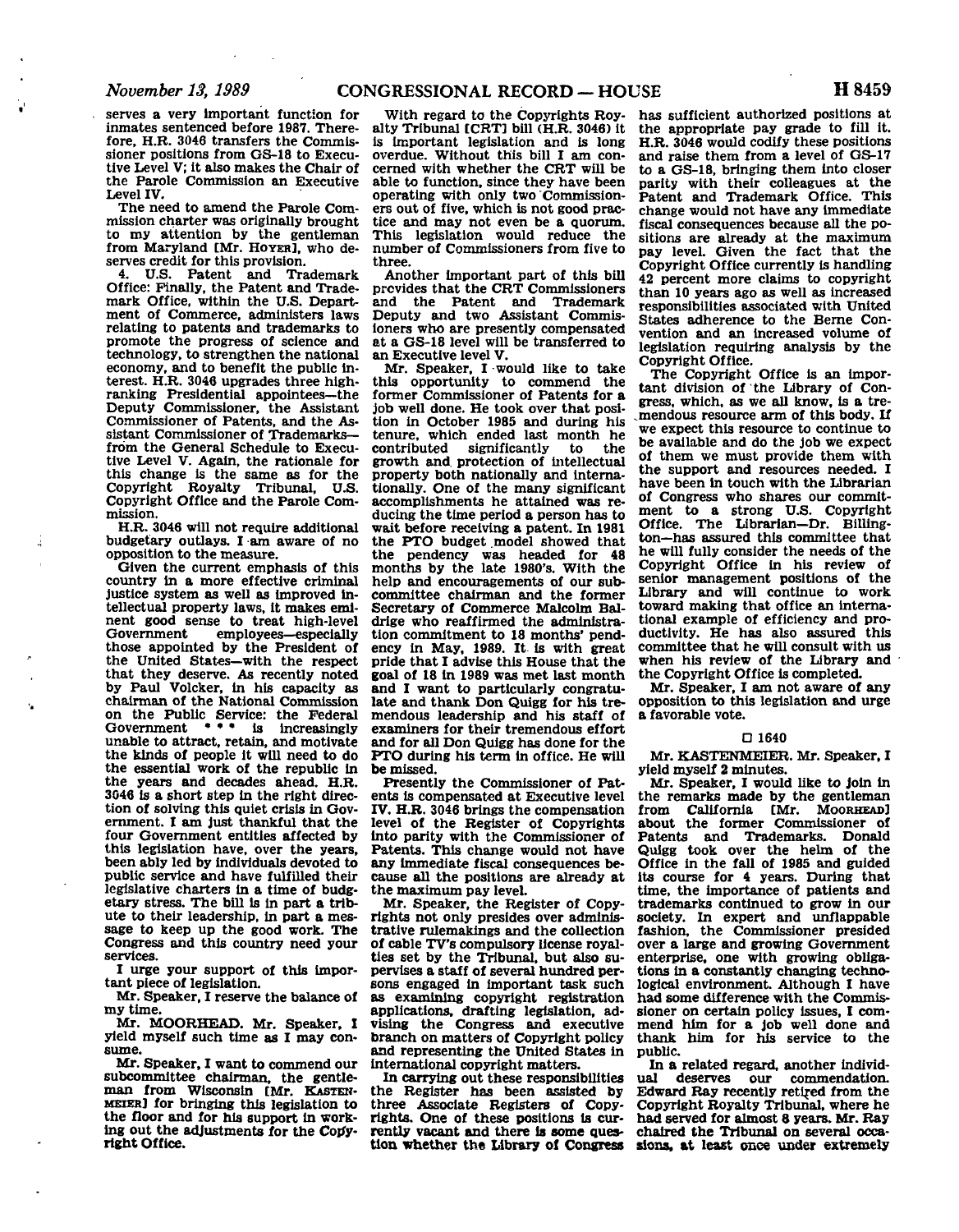serves a very important function for inmates sentenced before 1987. Therefore, H.R. 3046 transfers the Commissioner positions from GS-18 to Executive Level V; it also makes the Chair of the Parole Commission an Executive Level IV.

The need to amend the Parole Commission charter was originally brought to my attention by the gentleman from Maryland [Mr. HOYER], who deserves credit for this provision.

4. U.S. Patent and Trademark Office: Finally, the Patent and Trademark Office, within the U.S. Department of Commerce, administers laws relating to patents and trademarks to promote the progress of science and technology, to strengthen the national economy, and to benefit the public interest. H.R. 3046 upgrades three high-ranking Presidential appointees—the Deputy Commissioner, the Assistant Commissioner of Patents, and the Assistant Commissioner of Trademarks—from the General Schedule to Executive Level V. Again, the rationale for this change is the same as for the Copyright Royalty Tribunal, U.S. Copyright Office and the Parole Commission.

H.R. 3046 will not require additional budgetary outlays. I am aware of no opposition to the measure.

Given the current emphasis of this country in a more effective criminal justice system as well as improved intellectual property laws, it makes eminent good sense to treat high-level Government employees—especially those appointed by the President of the United States—with the respect that they deserve. As recently noted by Paul Volcker, in his capacity as chairman of the National Commission on the Public Service: the Federal Government * * * is increasingly unable to attract, retain, and motivate the kinds of people it will need to do the essential work of the republic in the years and decades ahead. H.R. 3046 is a short step in the right direction of solving this quiet crisis in Government. I am just thankful that the four Government entities affected by this legislation have, over the years, been ably led by individuals devoted to public service and have fulfilled their legislative charters in a time of budgetary stress. The bill is in part a tribute to their leadership, in part a message to keep up the good work. The Congress and this country need your services.

I urge your support of this important piece of legislation.

Mr. Speaker, I reserve the balance of my time.

Mr. MOORHEAD. Mr. Speaker, I yield myself such time as I may consume.

Mr. Speaker, I want to commend our subcommittee chairman, the gentleman from Wisconsin [Mr. KASTENMEIER] for bringing this legislation to the floor and for his support in working out the adjustments for the Copyright Office.

With regard to the Copyrights Royalty Tribunal [CRT] bill (H.R. 3046) it is important legislation and is long overdue. Without this bill I am concerned with whether the CRT will be able to function, since they have been operating with only two Commissioners out of five, which is not good practice and may not even be a quorum. This legislation would reduce the number of Commissioners from five to three.

Another important part of this bill provides that the CRT Commissioners and the Patent and Trademark Deputy and two Assistant Commissioners who are presently compensated at a GS-18 level will be transferred to an Executive level V.

Mr. Speaker, I would like to take this opportunity to commend the former Commissioner of Patents for a job well done. He took over that position in October 1985 and during his tenure, which ended last month he contributed significantly to the growth and protection of intellectual property both nationally and internationally. One of the many significant accomplishments he attained was reducing the time period a person has to wait before receiving a patent. In 1981 the PTO budget model showed that the pendency was headed for 48 months by the late 1980's. With the help and encouragements of our subcommittee chairman and the former Secretary of Commerce Malcolm Baldrige who reaffirmed the administration commitment to 18 months' pendency in May, 1989. It is with great pride that I advise this House that the goal of 18 in 1989 was met last month and I want to particularly congratulate and thank Don Quigg for his tremendous leadership and his staff of examiners for their tremendous effort and for all Don Quigg has done for the PTO during his term in office. He will be missed.

Presently the Commissioner of Patents is compensated at Executive level IV. H.R. 3046 brings the compensation level of the Register of Copyrights into parity with the Commissioner of Patents. This change would not have any immediate fiscal consequences because all the positions are already at the maximum pay level.

Mr. Speaker, the Register of Copyrights not only presides over administrative rulemakings and the collection of cable TV's compulsory license royalties set by the Tribunal, but also supervises a staff of several hundred persons engaged in important task such as examining copyright registration applications, drafting legislation, advising the Congress and executive branch on matters of Copyright policy and representing the United States in international copyright matters.

In carrying out these responsibilities the Register has been assisted by three Associate Registers of Copyrights. One of these positions is currently vacant and there is some question whether the Library of Congress has sufficient authorized positions at the appropriate pay grade to fill it. H.R. 3046 would codify these positions and raise them from a level of GS-17 to a GS-18, bringing them into closer parity with their colleagues at the Patent and Trademark Office. This change would not have any immediate fiscal consequences because all the positions are already at the maximum pay level. Given the fact that the Copyright Office currently is handling 42 percent more claims to copyright than 10 years ago as well as increased responsibilities associated with United States adherence to the Berne Convention and an increased volume of legislation requiring analysis by the Copyright Office.

The Copyright Office is an important division of the Library of Congress, which, as we all know, is a tremendous resource arm of this body. If we expect this resource to continue to be available and do the job we expect of them we must provide them with the support and resources needed. I have been in touch with the Librarian of Congress who shares our commitment to a strong U.S. Copyright Office. The Librarian—Dr. Billington—has assured this committee that he will fully consider the needs of the Copyright Office in his review of senior management positions of the Library and will continue to work toward making that office an international example of efficiency and productivity. He has also assured this committee that he will consult with us when his review of the Library and the Copyright Office is completed.

Mr. Speaker, I am not aware of any opposition to this legislation and urge a favorable vote.

□ 1640

Mr. KASTENMEIER. Mr. Speaker, I yield myself 2 minutes.

Mr. Speaker, I would like to join in the remarks made by the gentleman from California [Mr. MOORHEAD] about the former Commissioner of Patents and Trademarks. Donald Quigg took over the helm of the Office in the fall of 1985 and guided its course for 4 years. During that time, the importance of patients and trademarks continued to grow in our society. In expert and unflappable fashion, the Commissioner presided over a large and growing Government enterprise, one with growing obligations in a constantly changing technological environment. Although I have had some difference with the Commissioner on certain policy issues, I commend him for a job well done and thank him for his service to the public.

In a related regard, another individual deserves our commendation. Edward Ray recently retired from the Copyright Royalty Tribunal, where he had served for almost 8 years. Mr. Ray chaired the Tribunal on several occasions, at least once under extremely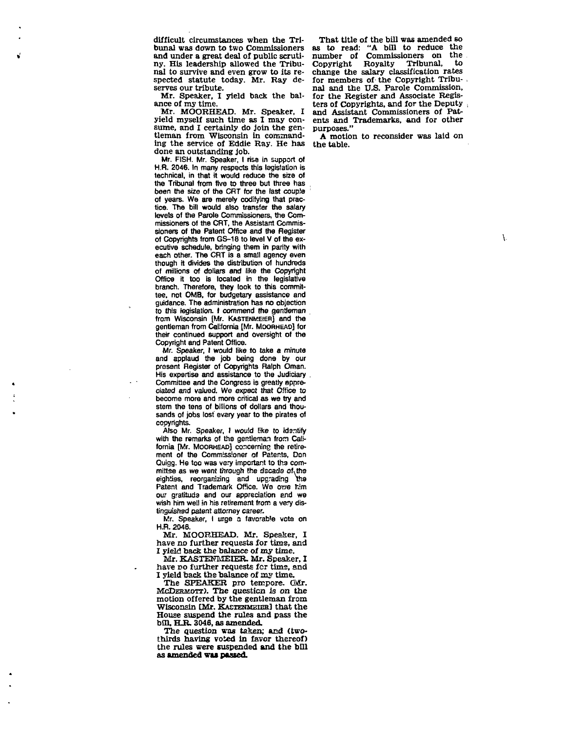difficult circumstances when the Tribunal was down to two Commissioners and under a great deal of public scrutiny. His leadership allowed the Tribunal to survive and even grow to its respected statute today. Mr. Ray deserves our tribute.

Mr. Speaker, I yield back the balance of my time.

Mr. MOORHEAD. Mr. Speaker, I yield myself such time as I may consume, and I certainly do join the gentleman from Wisconsin in commanding the service of Eddie Ray. He has done an outstanding job.

Mr. FISH. Mr. Speaker, I rise in support of H.R. 2046. In many respects this legislation is technical, in that it would reduce the size of the Tribunal from five to three but three has been the size of the CRT for the last couple of years. We are merely codifying that practice. The bill would also transfer the salary levels of the Parole Commissioners, the Commissioners of the CRT, the Assistant Commissioners of the Patent Office and the Register of Copyrights from GS-18 to level V of the executive schedule, bringing them in parity with each other. The CRT is a small agency even though it divides the distribution of hundreds of millions of dollars and like the Copyright Office it too is located in the legislative branch. Therefore, they look to this committee, not OMB, for budgetary assistance and guidance. The administration has no objection to this legislation. I commend the gentleman from Wisconsin [Mr. KASTENMEIER] and the gentleman from California [Mr. MOORHEAD] for their continued support and oversight of the Copyright and Patent Office.

Mr. Speaker, I would like to take a minute and applaud the job being done by our present Register of Copyrights Ralph Oman. His expertise and assistance to the Judiciary Committee and the Congress is greatly appreciated and valued. We expect that Office to become more and more critical as we try and stem the tens of billions of dollars and thousands of jobs lost every year to the pirates of copyrights.

Also Mr. Speaker, I would like to identify with the remarks of the gentleman from California [Mr. MOORHEAD] concerning the retirement of the Commissioner of Patents, Don Quigg. He too was very important to the committee as we went through the decade of the eighties, reorganizing and upgrading the Patent and Trademark Office. We owe him our gratitude and our appreciation and we wish him well in his retirement from a very distinguished patent attorney career.

Mr. Speaker, I urge a favorable vote on H.R. 2046.

Mr. MOORHEAD. Mr. Speaker, I have no further requests for time, and I yield back the balance of my time.

Mr. KASTENMEIER. Mr. Speaker, I have no further requests for time, and I yield back the balance of my time.

The SPEAKER pro tempore. (Mr. McDERMOTT). The question is on the motion offered by the gentleman from Wisconsin [Mr. KASTENMEIER] that the House suspend the rules and pass the bill, H.R. 3046, as amended.

The question was taken; and (two-thirds having voted in favor thereof) the rules were suspended and the bill as amended was passed.

That title of the bill was amended so as to read: "A bill to reduce the number of Commissioners on the Copyright Royalty Tribunal, to change the salary classification rates for members of the Copyright Tribunal and the U.S. Parole Commission, for the Register and Associate Registers of Copyrights, and for the Deputy and Assistant Commissioners of Patents and Trademarks, and for other purposes."

A motion to reconsider was laid on the table.